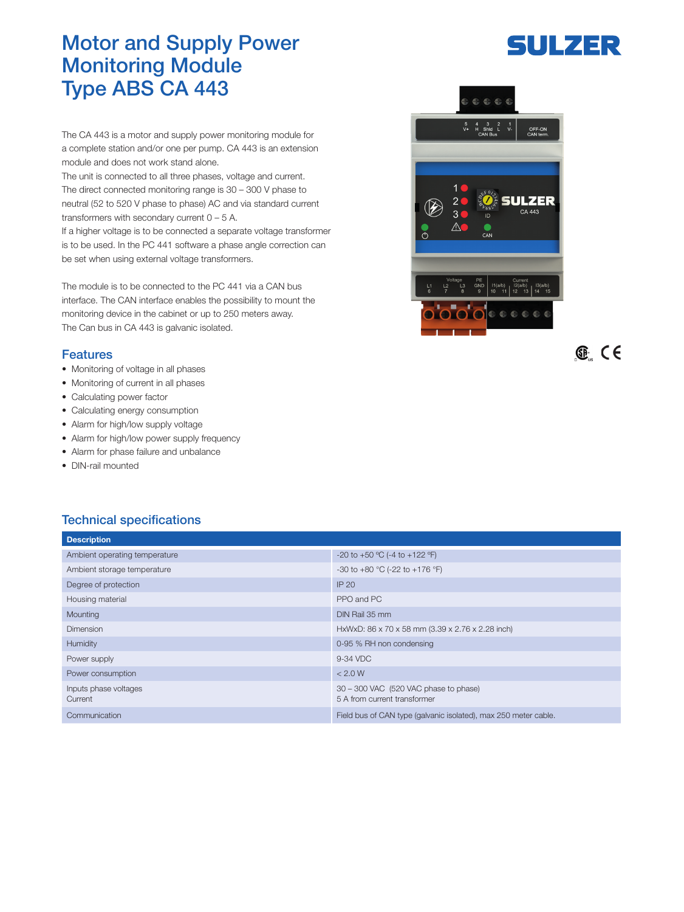# Motor and Supply Power Monitoring Module Type ABS CA 443

The CA 443 is a motor and supply power monitoring module for a complete station and/or one per pump. CA 443 is an extension module and does not work stand alone.

The unit is connected to all three phases, voltage and current. The direct connected monitoring range is 30 – 300 V phase to neutral (52 to 520 V phase to phase) AC and via standard current transformers with secondary current 0 – 5 A.

If a higher voltage is to be connected a separate voltage transformer is to be used. In the PC 441 software a phase angle correction can be set when using external voltage transformers.

The module is to be connected to the PC 441 via a CAN bus interface. The CAN interface enables the possibility to mount the monitoring device in the cabinet or up to 250 meters away.

The Can bus in CA 443 is galvanic isolated.

## Features

- Monitoring of voltage in all phases
- Monitoring of current in all phases
- Calculating power factor
- Calculating energy consumption
- Alarm for high/low supply voltage
- Alarm for high/low power supply frequency
- Alarm for phase failure and unbalance
- DIN-rail mounted

## Technical specifications

| Description | |
|---|---|
| Ambient operating temperature | -20 to +50 °C (-4 to +122 °F) |
| Ambient storage temperature | -30 to +80 °C (-22 to +176 °F) |
| Degree of protection | IP 20 |
| Housing material | PPO and PC |
| Mounting | DIN Rail 35 mm |
| Dimension | HxWxD: 86 x 70 x 58 mm (3.39 x 2.76 x 2.28 inch) |
| Humidity | 0-95 % RH non condensing |
| Power supply | 9-34 VDC |
| Power consumption | < 2.0 W |
| Inputs phase voltages<br>Current | 30 – 300 VAC (520 VAC phase to phase)<br>5 A from current transformer |
| Communication | Field bus of CAN type (galvanic isolated), max 250 meter cable. |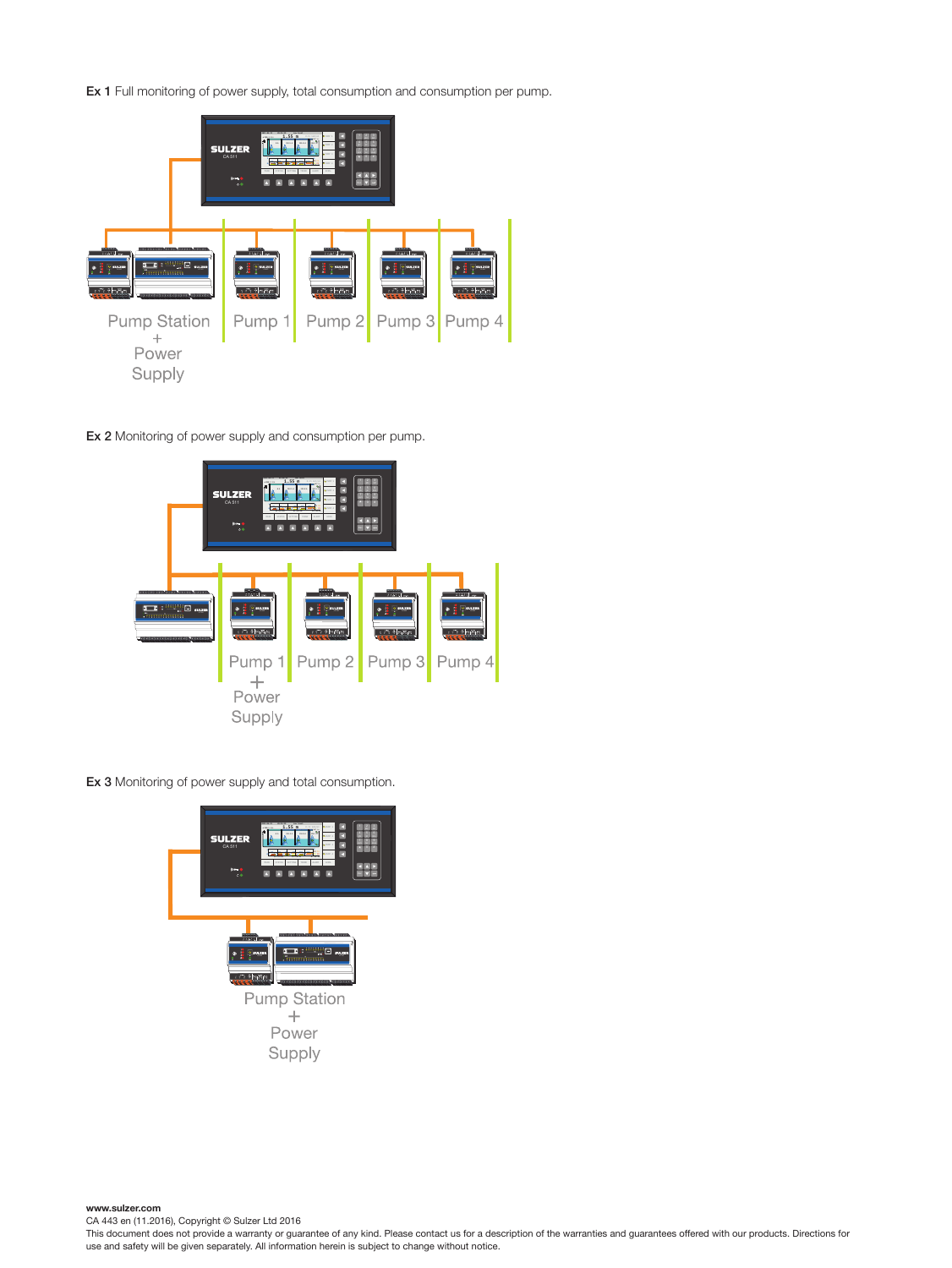**Ex 1** Full monitoring of power supply, total consumption and consumption per pump.

Pump Station + Power Supply

Pump 1

Pump 2

Pump 3

Pump 4

**Ex 2** Monitoring of power supply and consumption per pump.

Pump 1 + Power Supply

Pump 2

Pump 3

Pump 4

**Ex 3** Monitoring of power supply and total consumption.

Pump Station + Power Supply

**www.sulzer.com**

CA 443 en (11.2016), Copyright © Sulzer Ltd 2016

This document does not provide a warranty or guarantee of any kind. Please contact us for a description of the warranties and guarantees offered with our products. Directions for use and safety will be given separately. All information herein is subject to change without notice.